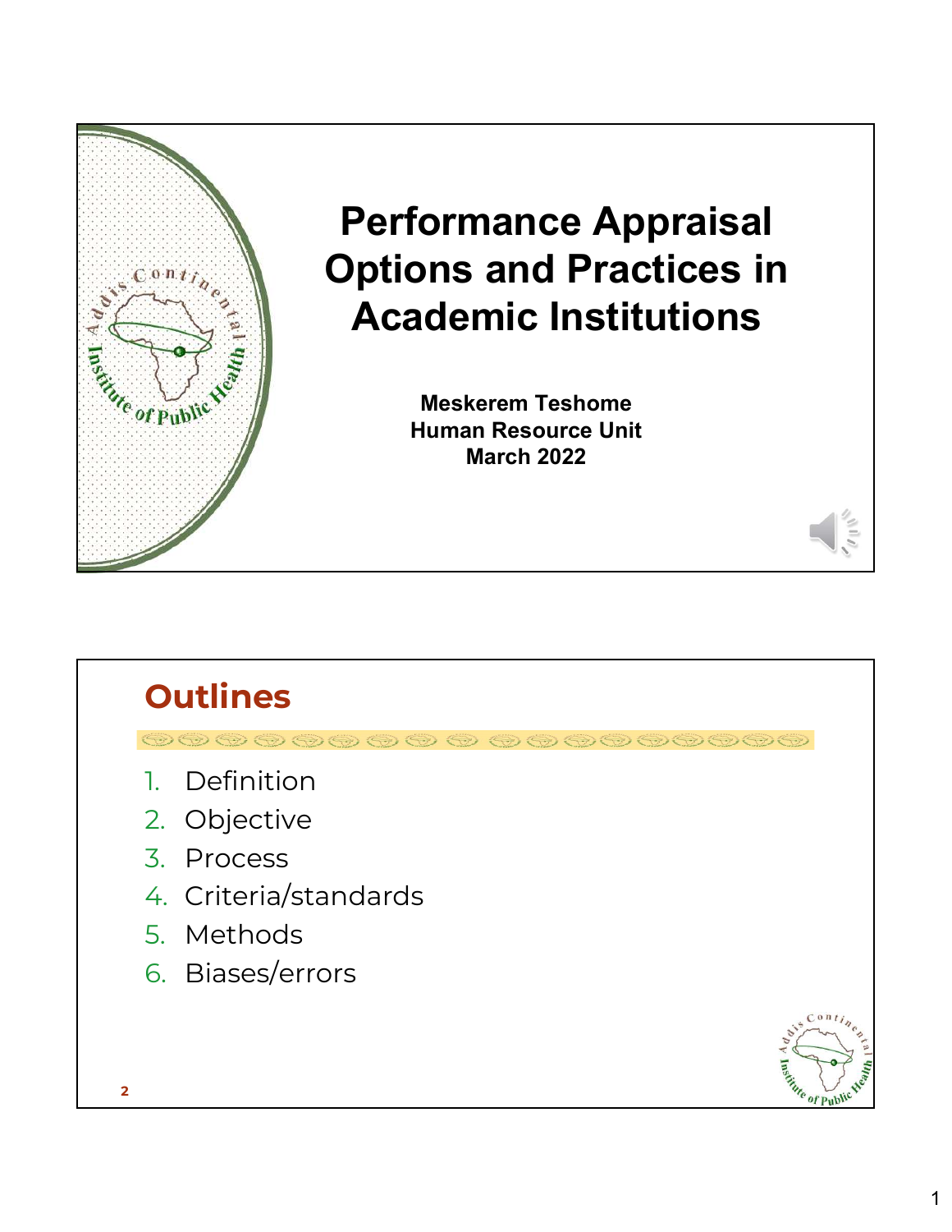# Performance Appraisal Options and Practices in Academic Institutions

**Meskerem Teshome**
**Human Resource Unit**
**March 2022**

## Outlines

1. Definition
2. Objective
3. Process
4. Criteria/standards
5. Methods
6. Biases/errors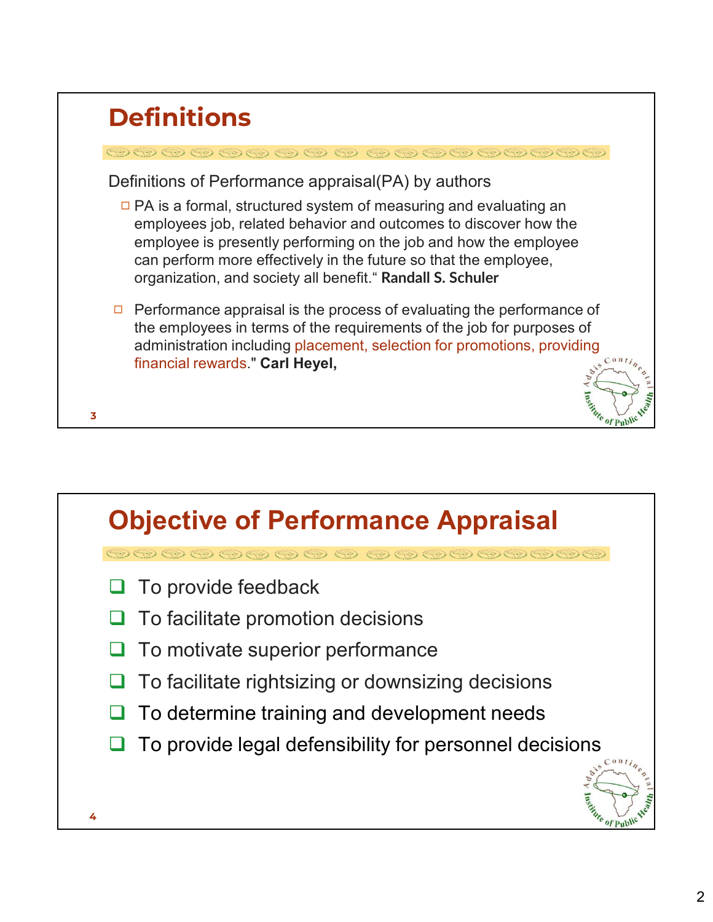## Definitions

Definitions of Performance appraisal(PA) by authors

- PA is a formal, structured system of measuring and evaluating an employees job, related behavior and outcomes to discover how the employee is presently performing on the job and how the employee can perform more effectively in the future so that the employee, organization, and society all benefit." **Randall S. Schuler**
- Performance appraisal is the process of evaluating the performance of the employees in terms of the requirements of the job for purposes of administration including placement, selection for promotions, providing financial rewards." **Carl Heyel,**

## Objective of Performance Appraisal

- To provide feedback
- To facilitate promotion decisions
- To motivate superior performance
- To facilitate rightsizing or downsizing decisions
- To determine training and development needs
- To provide legal defensibility for personnel decisions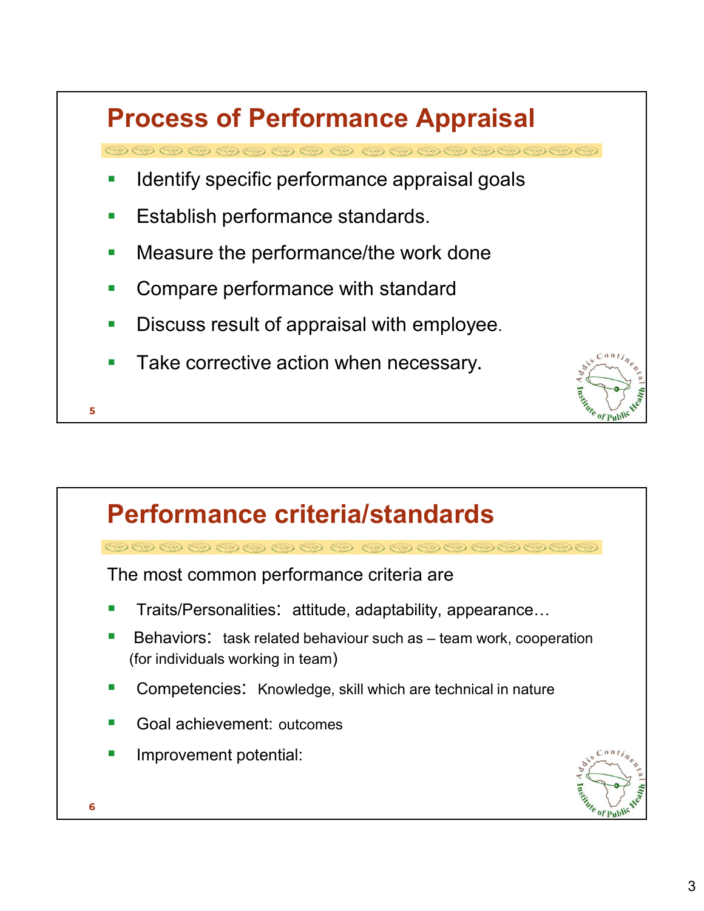## Process of Performance Appraisal

- Identify specific performance appraisal goals
- Establish performance standards.
- Measure the performance/the work done
- Compare performance with standard
- Discuss result of appraisal with employee.
- Take corrective action when necessary.

## Performance criteria/standards

The most common performance criteria are

- Traits/Personalities: attitude, adaptability, appearance…
- Behaviors: task related behaviour such as – team work, cooperation (for individuals working in team)
- Competencies: Knowledge, skill which are technical in nature
- Goal achievement: outcomes
- Improvement potential: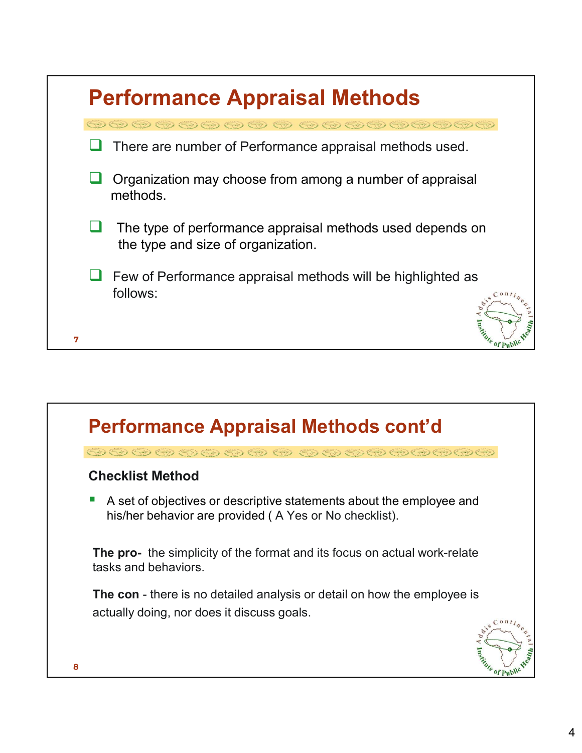# Performance Appraisal Methods

- There are number of Performance appraisal methods used.
- Organization may choose from among a number of appraisal methods.
- The type of performance appraisal methods used depends on the type and size of organization.
- Few of Performance appraisal methods will be highlighted as follows:

# Performance Appraisal Methods cont'd

**Checklist Method**

- A set of objectives or descriptive statements about the employee and his/her behavior are provided ( A Yes or No checklist).

**The pro-** the simplicity of the format and its focus on actual work-relate tasks and behaviors.

**The con** - there is no detailed analysis or detail on how the employee is actually doing, nor does it discuss goals.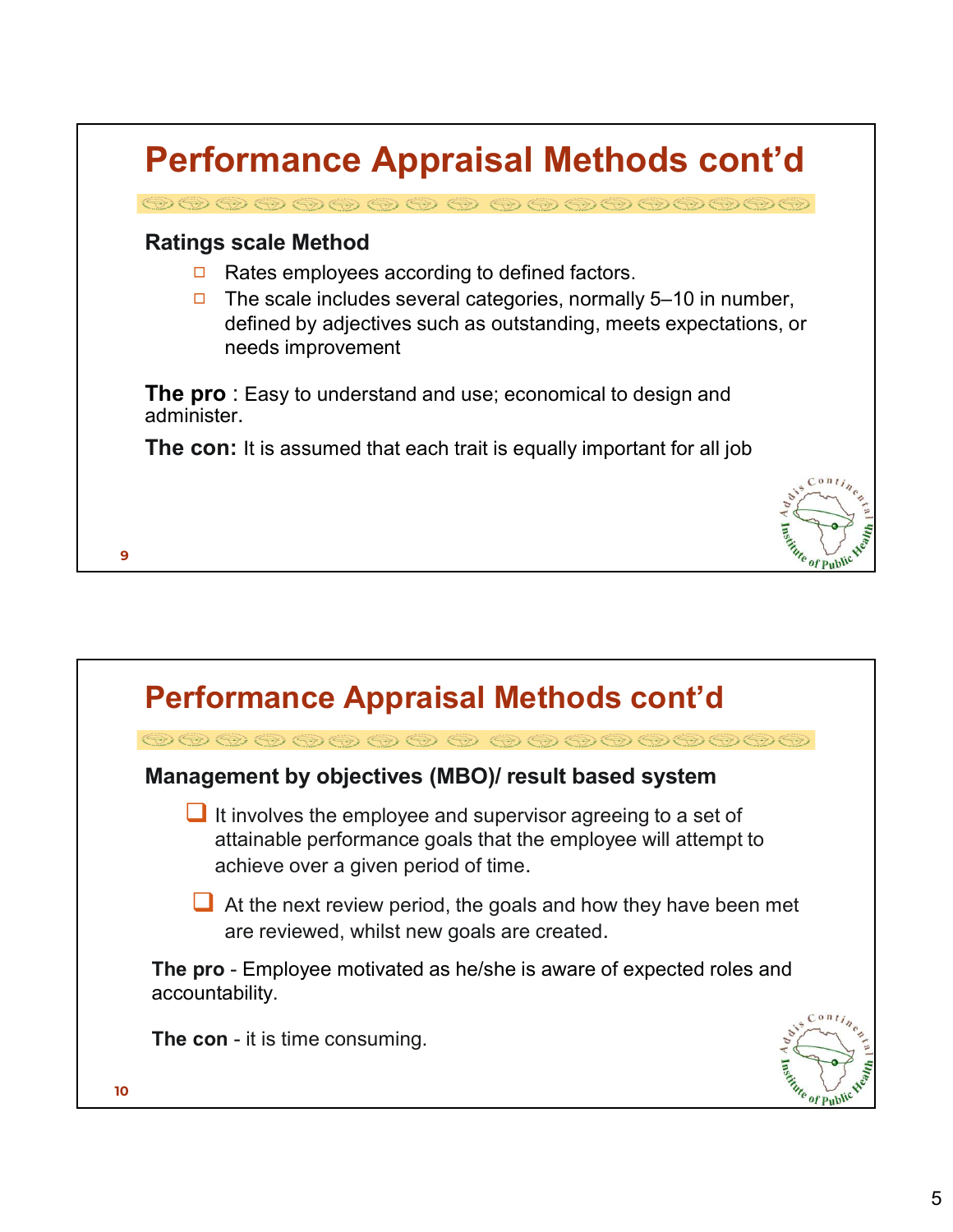## Performance Appraisal Methods cont'd

**Ratings scale Method**

- Rates employees according to defined factors.
- The scale includes several categories, normally 5–10 in number, defined by adjectives such as outstanding, meets expectations, or needs improvement

**The pro** : Easy to understand and use; economical to design and administer.

**The con:** It is assumed that each trait is equally important for all job

## Performance Appraisal Methods cont'd

**Management by objectives (MBO)/ result based system**

- It involves the employee and supervisor agreeing to a set of attainable performance goals that the employee will attempt to achieve over a given period of time.
- At the next review period, the goals and how they have been met are reviewed, whilst new goals are created.

**The pro** - Employee motivated as he/she is aware of expected roles and accountability.

**The con** - it is time consuming.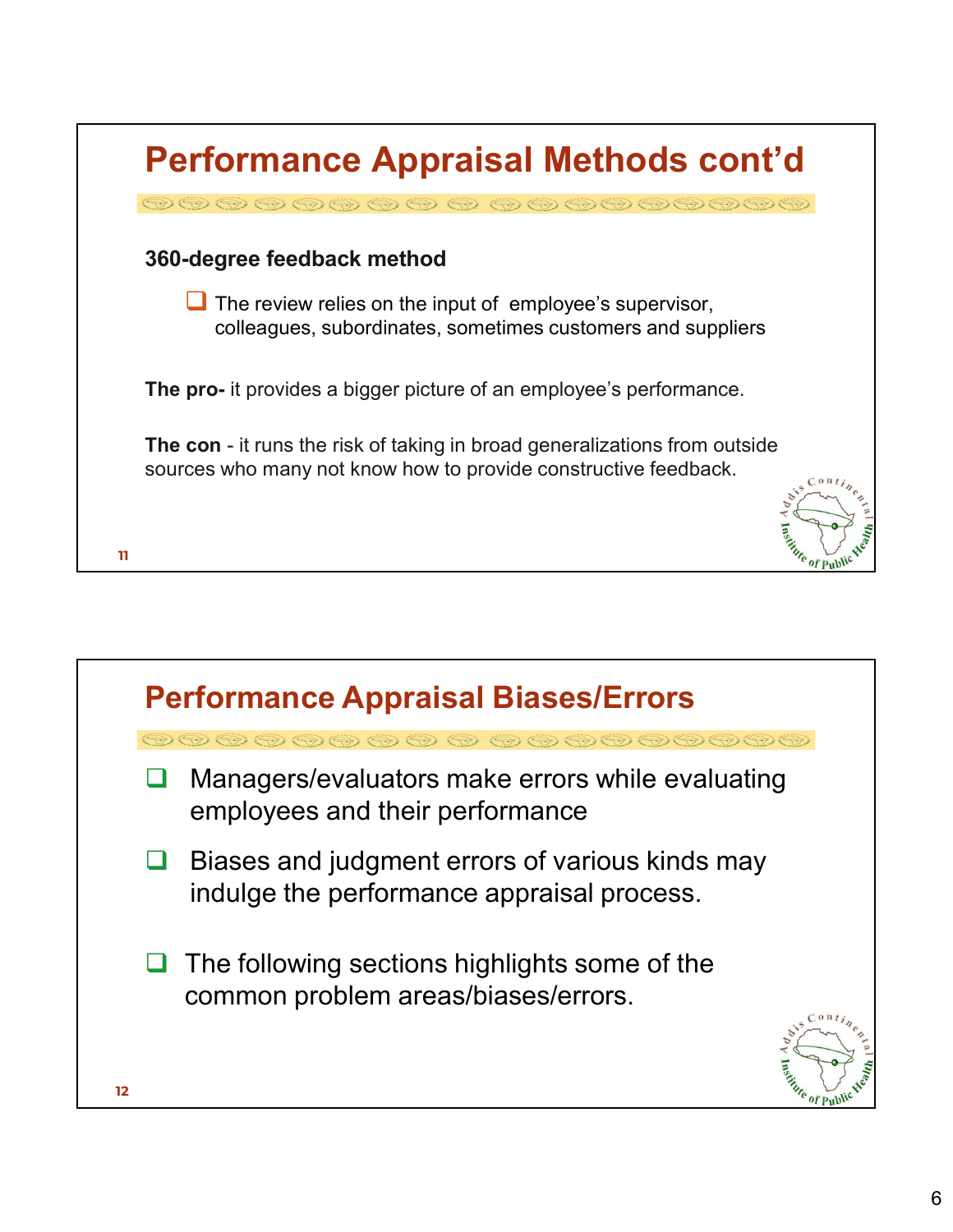## Performance Appraisal Methods cont'd

**360-degree feedback method**

- The review relies on the input of employee's supervisor, colleagues, subordinates, sometimes customers and suppliers

**The pro-** it provides a bigger picture of an employee's performance.

**The con** - it runs the risk of taking in broad generalizations from outside sources who many not know how to provide constructive feedback.

## Performance Appraisal Biases/Errors

- Managers/evaluators make errors while evaluating employees and their performance
- Biases and judgment errors of various kinds may indulge the performance appraisal process.
- The following sections highlights some of the common problem areas/biases/errors.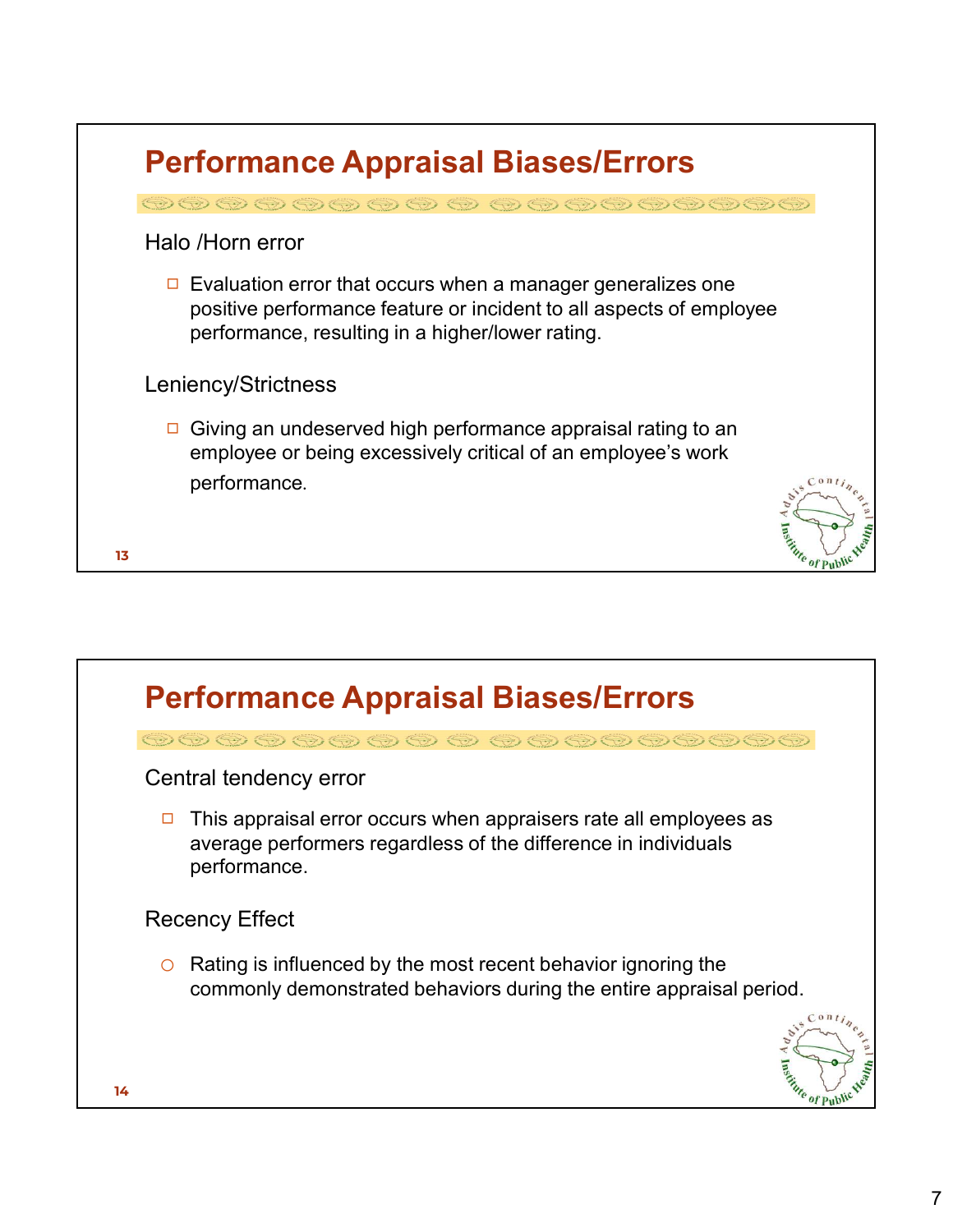## Performance Appraisal Biases/Errors

Halo /Horn error

- Evaluation error that occurs when a manager generalizes one positive performance feature or incident to all aspects of employee performance, resulting in a higher/lower rating.

Leniency/Strictness

- Giving an undeserved high performance appraisal rating to an employee or being excessively critical of an employee's work performance.

## Performance Appraisal Biases/Errors

Central tendency error

- This appraisal error occurs when appraisers rate all employees as average performers regardless of the difference in individuals performance.

Recency Effect

- Rating is influenced by the most recent behavior ignoring the commonly demonstrated behaviors during the entire appraisal period.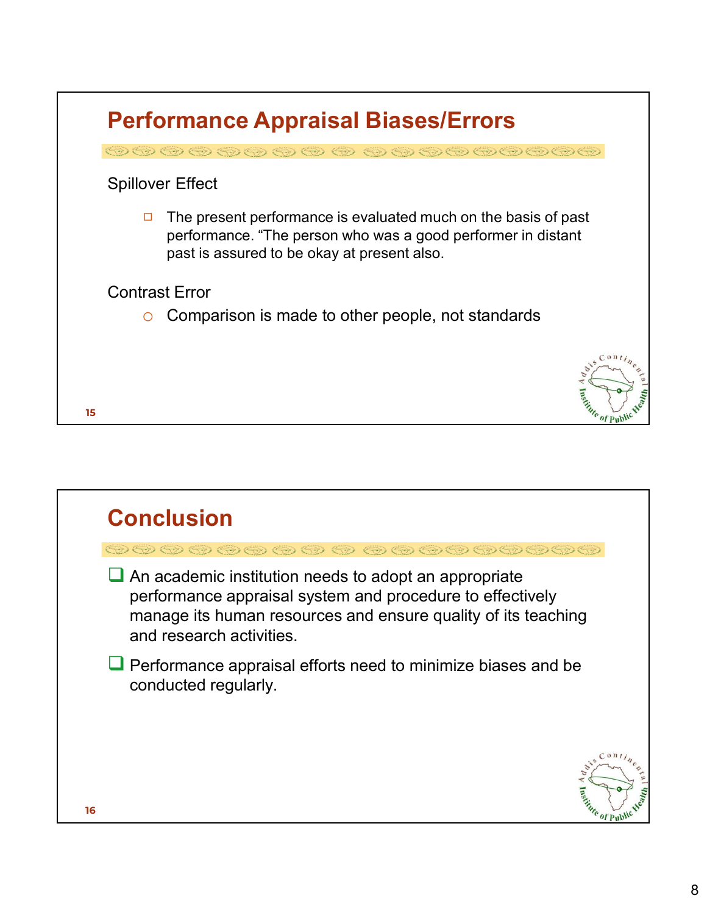## Performance Appraisal Biases/Errors

Spillover Effect

- The present performance is evaluated much on the basis of past performance. “The person who was a good performer in distant past is assured to be okay at present also.

Contrast Error

- Comparison is made to other people, not standards

## Conclusion

- An academic institution needs to adopt an appropriate performance appraisal system and procedure to effectively manage its human resources and ensure quality of its teaching and research activities.
- Performance appraisal efforts need to minimize biases and be conducted regularly.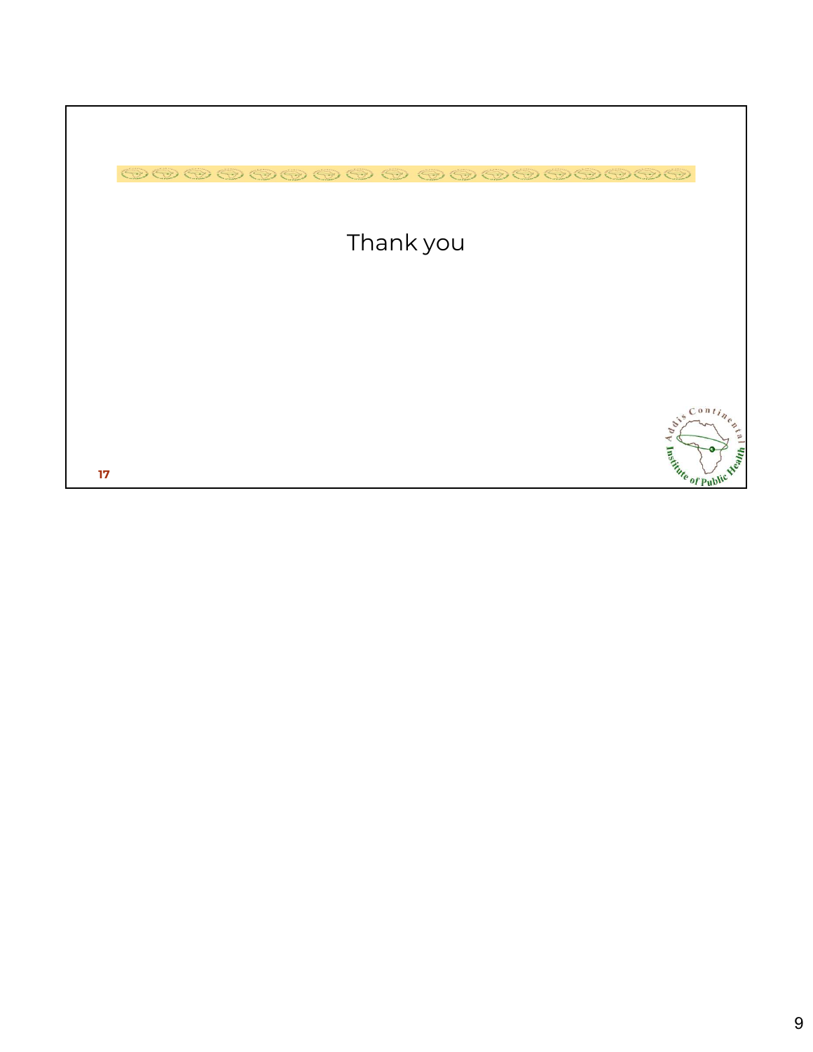Thank you